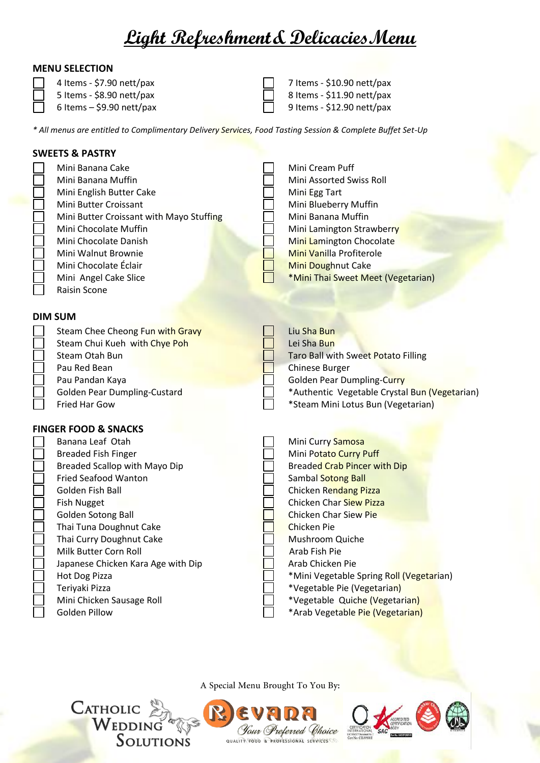# Light Refreshment & Delicacies Menu

**MENU SELECTION**

- ☐ 4 Items - $7.90 nett/pax
- ☐ 5 Items - $8.90 nett/pax
- ☐ 6 Items – $9.90 nett/pax
- ☐ 7 Items - $10.90 nett/pax
- ☐ 8 Items - $11.90 nett/pax
- ☐ 9 Items - $12.90 nett/pax

*\* All menus are entitled to Complimentary Delivery Services, Food Tasting Session & Complete Buffet Set-Up*

**SWEETS & PASTRY**

- ☐ Mini Banana Cake
- ☐ Mini Banana Muffin
- ☐ Mini English Butter Cake
- ☐ Mini Butter Croissant
- ☐ Mini Butter Croissant with Mayo Stuffing
- ☐ Mini Chocolate Muffin
- ☐ Mini Chocolate Danish
- ☐ Mini Walnut Brownie
- ☐ Mini Chocolate Éclair
- ☐ Mini Angel Cake Slice
- ☐ Raisin Scone
- ☐ Mini Cream Puff
- ☐ Mini Assorted Swiss Roll
- ☐ Mini Egg Tart
- ☐ Mini Blueberry Muffin
- ☐ Mini Banana Muffin
- ☐ Mini Lamington Strawberry
- ☐ Mini Lamington Chocolate
- ☐ Mini Vanilla Profiterole
- ☐ Mini Doughnut Cake
- ☐ *Mini Thai Sweet Meet (Vegetarian)

**DIM SUM**

- ☐ Steam Chee Cheong Fun with Gravy
- ☐ Steam Chui Kueh with Chye Poh
- ☐ Steam Otah Bun
- ☐ Pau Red Bean
- ☐ Pau Pandan Kaya
- ☐ Golden Pear Dumpling-Custard
- ☐ Fried Har Gow
- ☐ Liu Sha Bun
- ☐ Lei Sha Bun
- ☐ Taro Ball with Sweet Potato Filling
- ☐ Chinese Burger
- ☐ Golden Pear Dumpling-Curry
- ☐ *Authentic Vegetable Crystal Bun (Vegetarian)
- ☐ *Steam Mini Lotus Bun (Vegetarian)

**FINGER FOOD & SNACKS**

- ☐ Banana Leaf Otah
- ☐ Breaded Fish Finger
- ☐ Breaded Scallop with Mayo Dip
- ☐ Fried Seafood Wanton
- ☐ Golden Fish Ball
- ☐ Fish Nugget
- ☐ Golden Sotong Ball
- ☐ Thai Tuna Doughnut Cake
- ☐ Thai Curry Doughnut Cake
- ☐ Milk Butter Corn Roll
- ☐ Japanese Chicken Kara Age with Dip
- ☐ Hot Dog Pizza
- ☐ Teriyaki Pizza
- ☐ Mini Chicken Sausage Roll
- ☐ Golden Pillow
- ☐ Mini Curry Samosa
- ☐ Mini Potato Curry Puff
- ☐ Breaded Crab Pincer with Dip
- ☐ Sambal Sotong Ball
- ☐ Chicken Rendang Pizza
- ☐ Chicken Char Siew Pizza
- ☐ Chicken Char Siew Pie
- ☐ Chicken Pie
- ☐ Mushroom Quiche
- ☐ Arab Fish Pie
- ☐ Arab Chicken Pie
- ☐ *Mini Vegetable Spring Roll (Vegetarian)
- ☐ *Vegetable Pie (Vegetarian)
- ☐ *Vegetable Quiche (Vegetarian)
- ☐ *Arab Vegetable Pie (Vegetarian)

A Special Menu Brought To You By:

Catholic Wedding Solutions

Revada — Your Preferred Choice — Quality Food & Professional Services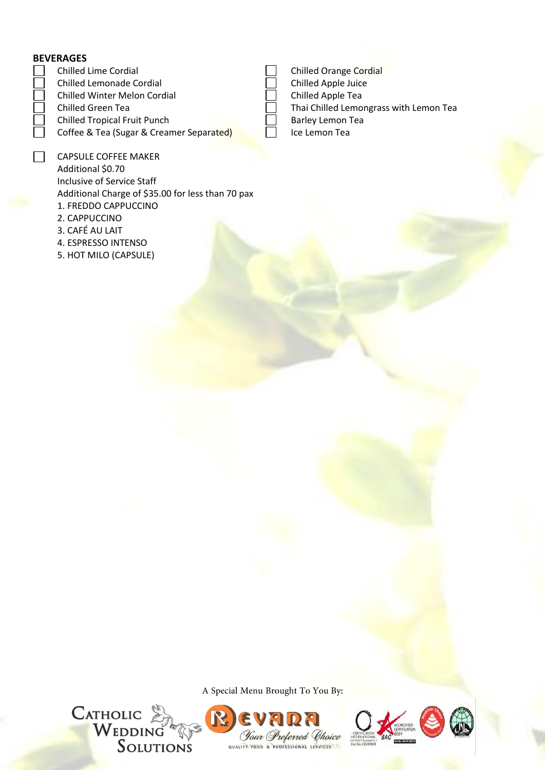## BEVERAGES

- ☐ Chilled Lime Cordial
- ☐ Chilled Lemonade Cordial
- ☐ Chilled Winter Melon Cordial
- ☐ Chilled Green Tea
- ☐ Chilled Tropical Fruit Punch
- ☐ Coffee & Tea (Sugar & Creamer Separated)
- ☐ Chilled Orange Cordial
- ☐ Chilled Apple Juice
- ☐ Chilled Apple Tea
- ☐ Thai Chilled Lemongrass with Lemon Tea
- ☐ Barley Lemon Tea
- ☐ Ice Lemon Tea

☐ CAPSULE COFFEE MAKER
Additional $0.70
Inclusive of Service Staff
Additional Charge of $35.00 for less than 70 pax

1. FREDDO CAPPUCCINO
2. CAPPUCCINO
3. CAFÉ AU LAIT
4. ESPRESSO INTENSO
5. HOT MILO (CAPSULE)

A Special Menu Brought To You By:

Catholic Wedding Solutions

Revana — Your Preferred Choice — Quality Food & Professional Services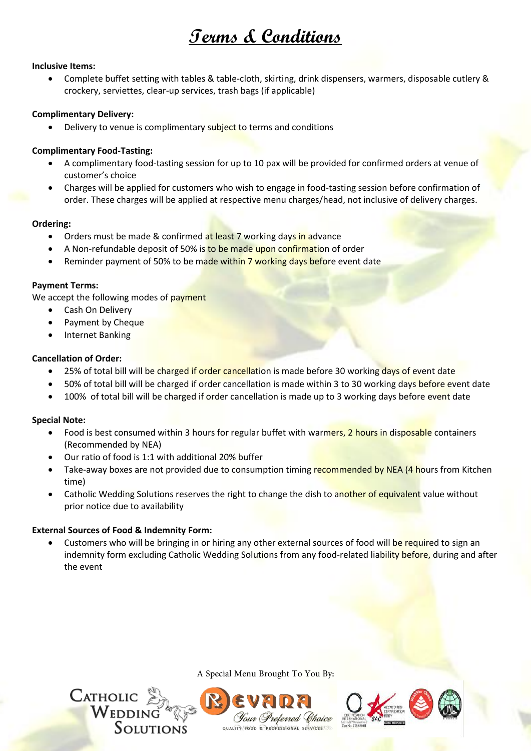# Terms & Conditions

**Inclusive Items:**

- Complete buffet setting with tables & table-cloth, skirting, drink dispensers, warmers, disposable cutlery & crockery, serviettes, clear-up services, trash bags (if applicable)

**Complimentary Delivery:**

- Delivery to venue is complimentary subject to terms and conditions

**Complimentary Food-Tasting:**

- A complimentary food-tasting session for up to 10 pax will be provided for confirmed orders at venue of customer's choice
- Charges will be applied for customers who wish to engage in food-tasting session before confirmation of order. These charges will be applied at respective menu charges/head, not inclusive of delivery charges.

**Ordering:**

- Orders must be made & confirmed at least 7 working days in advance
- A Non-refundable deposit of 50% is to be made upon confirmation of order
- Reminder payment of 50% to be made within 7 working days before event date

**Payment Terms:**

We accept the following modes of payment

- Cash On Delivery
- Payment by Cheque
- Internet Banking

**Cancellation of Order:**

- 25% of total bill will be charged if order cancellation is made before 30 working days of event date
- 50% of total bill will be charged if order cancellation is made within 3 to 30 working days before event date
- 100% of total bill will be charged if order cancellation is made up to 3 working days before event date

**Special Note:**

- Food is best consumed within 3 hours for regular buffet with warmers, 2 hours in disposable containers (Recommended by NEA)
- Our ratio of food is 1:1 with additional 20% buffer
- Take-away boxes are not provided due to consumption timing recommended by NEA (4 hours from Kitchen time)
- Catholic Wedding Solutions reserves the right to change the dish to another of equivalent value without prior notice due to availability

**External Sources of Food & Indemnity Form:**

- Customers who will be bringing in or hiring any other external sources of food will be required to sign an indemnity form excluding Catholic Wedding Solutions from any food-related liability before, during and after the event

A Special Menu Brought To You By:

Catholic Wedding Solutions

Revara — Your Preferred Choice — Quality Food & Professional Services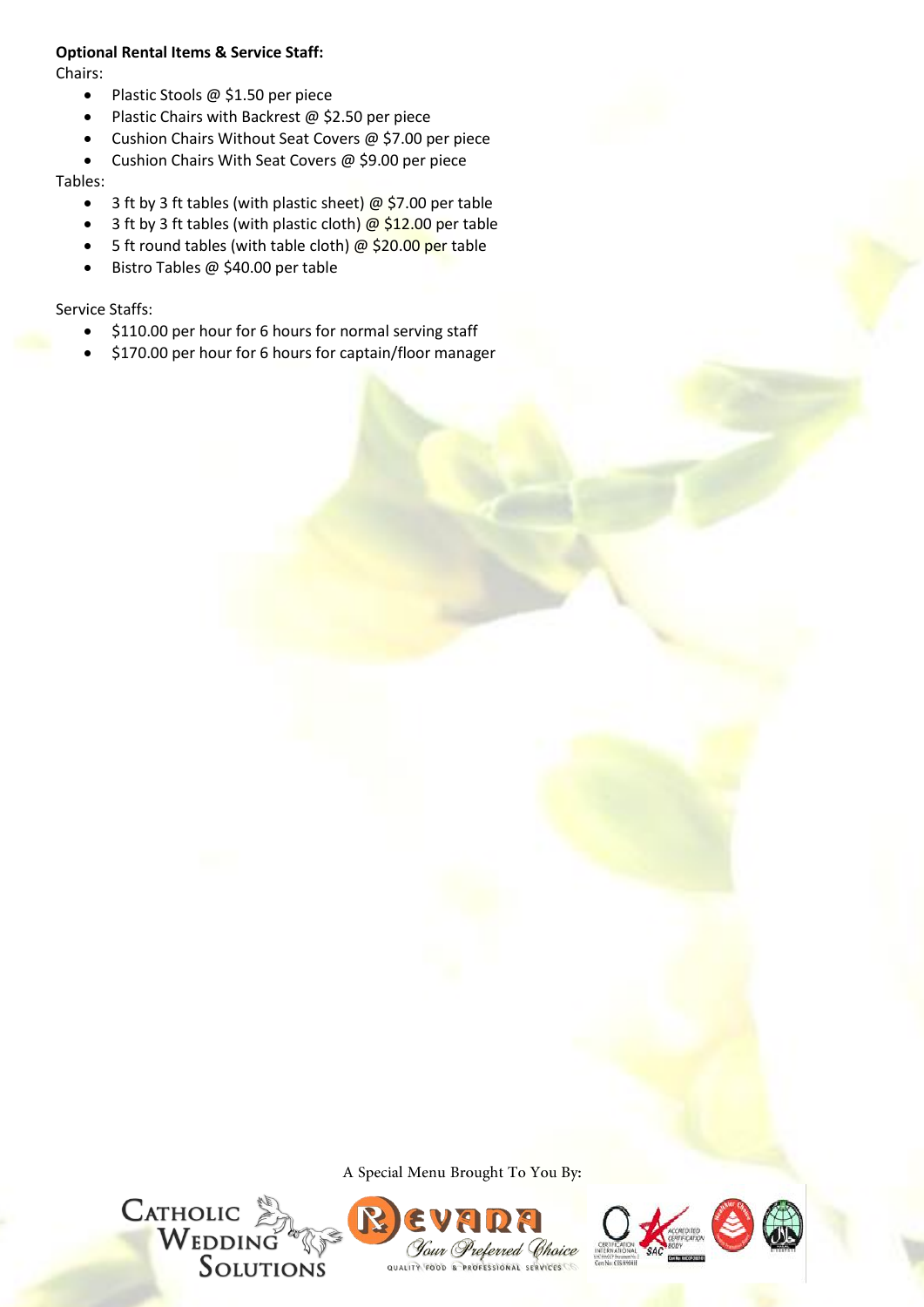**Optional Rental Items & Service Staff:**

Chairs:

- Plastic Stools @ $1.50 per piece
- Plastic Chairs with Backrest @ $2.50 per piece
- Cushion Chairs Without Seat Covers @ $7.00 per piece
- Cushion Chairs With Seat Covers @ $9.00 per piece

Tables:

- 3 ft by 3 ft tables (with plastic sheet) @ $7.00 per table
- 3 ft by 3 ft tables (with plastic cloth) @ $12.00 per table
- 5 ft round tables (with table cloth) @ $20.00 per table
- Bistro Tables @ $40.00 per table

Service Staffs:

- $110.00 per hour for 6 hours for normal serving staff
- $170.00 per hour for 6 hours for captain/floor manager

A Special Menu Brought To You By:

Catholic Wedding Solutions

Revana Your Preferred Choice
QUALITY FOOD & PROFESSIONAL SERVICES